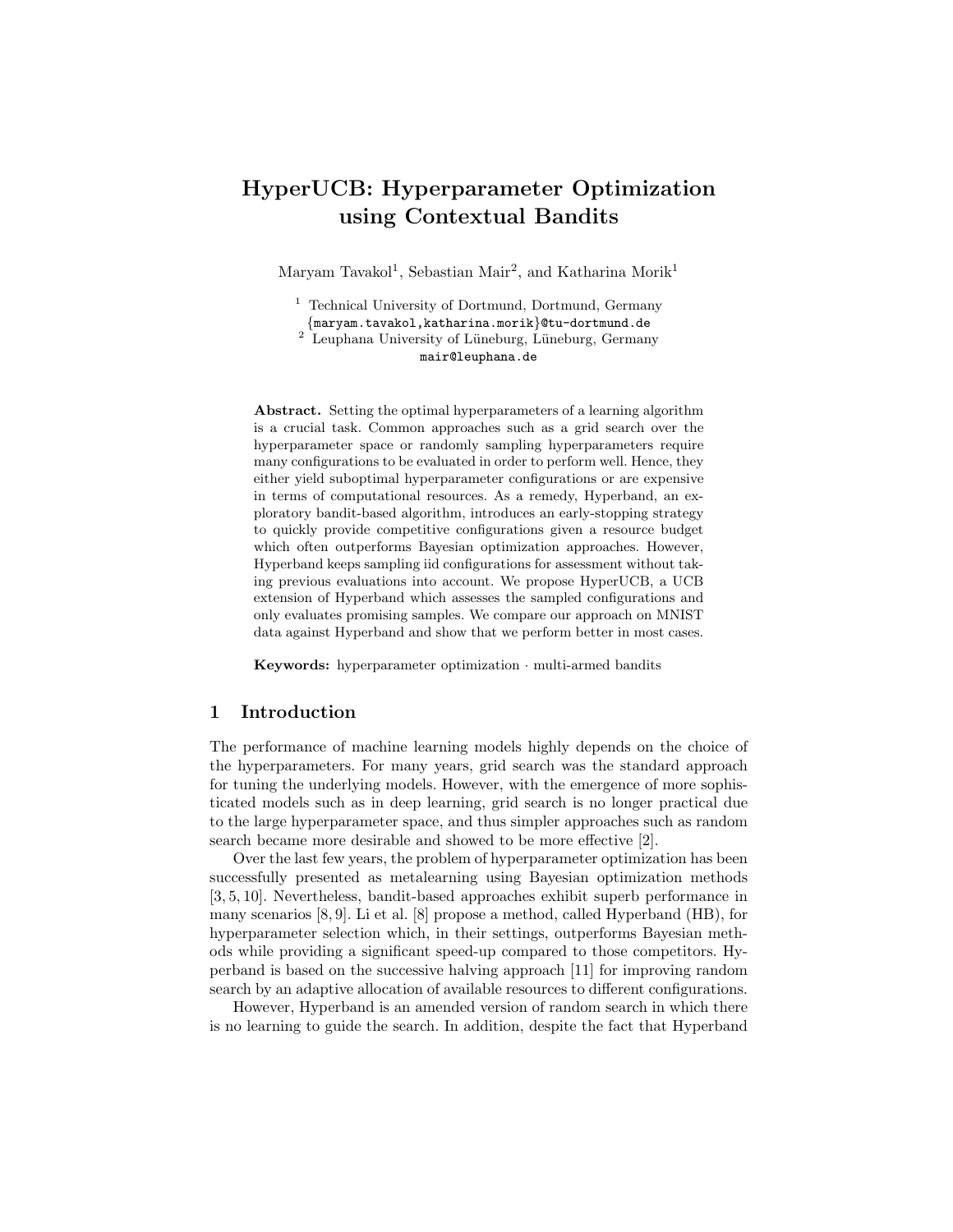# HyperUCB: Hyperparameter Optimization using Contextual Bandits

Maryam Tavakol[1], Sebastian Mair[2], and Katharina Morik[1]

[1] Technical University of Dortmund, Dortmund, Germany
{maryam.tavakol,katharina.morik}@tu-dortmund.de
[2] Leuphana University of Lüneburg, Lüneburg, Germany
mair@leuphana.de

**Abstract.** Setting the optimal hyperparameters of a learning algorithm is a crucial task. Common approaches such as a grid search over the hyperparameter space or randomly sampling hyperparameters require many configurations to be evaluated in order to perform well. Hence, they either yield suboptimal hyperparameter configurations or are expensive in terms of computational resources. As a remedy, Hyperband, an exploratory bandit-based algorithm, introduces an early-stopping strategy to quickly provide competitive configurations given a resource budget which often outperforms Bayesian optimization approaches. However, Hyperband keeps sampling iid configurations for assessment without taking previous evaluations into account. We propose HyperUCB, a UCB extension of Hyperband which assesses the sampled configurations and only evaluates promising samples. We compare our approach on MNIST data against Hyperband and show that we perform better in most cases.

**Keywords:** hyperparameter optimization · multi-armed bandits

## 1 Introduction

The performance of machine learning models highly depends on the choice of the hyperparameters. For many years, grid search was the standard approach for tuning the underlying models. However, with the emergence of more sophisticated models such as in deep learning, grid search is no longer practical due to the large hyperparameter space, and thus simpler approaches such as random search became more desirable and showed to be more effective [2].

Over the last few years, the problem of hyperparameter optimization has been successfully presented as metalearning using Bayesian optimization methods [3, 5, 10]. Nevertheless, bandit-based approaches exhibit superb performance in many scenarios [8, 9]. Li et al. [8] propose a method, called Hyperband (HB), for hyperparameter selection which, in their settings, outperforms Bayesian methods while providing a significant speed-up compared to those competitors. Hyperband is based on the successive halving approach [11] for improving random search by an adaptive allocation of available resources to different configurations.

However, Hyperband is an amended version of random search in which there is no learning to guide the search. In addition, despite the fact that Hyperband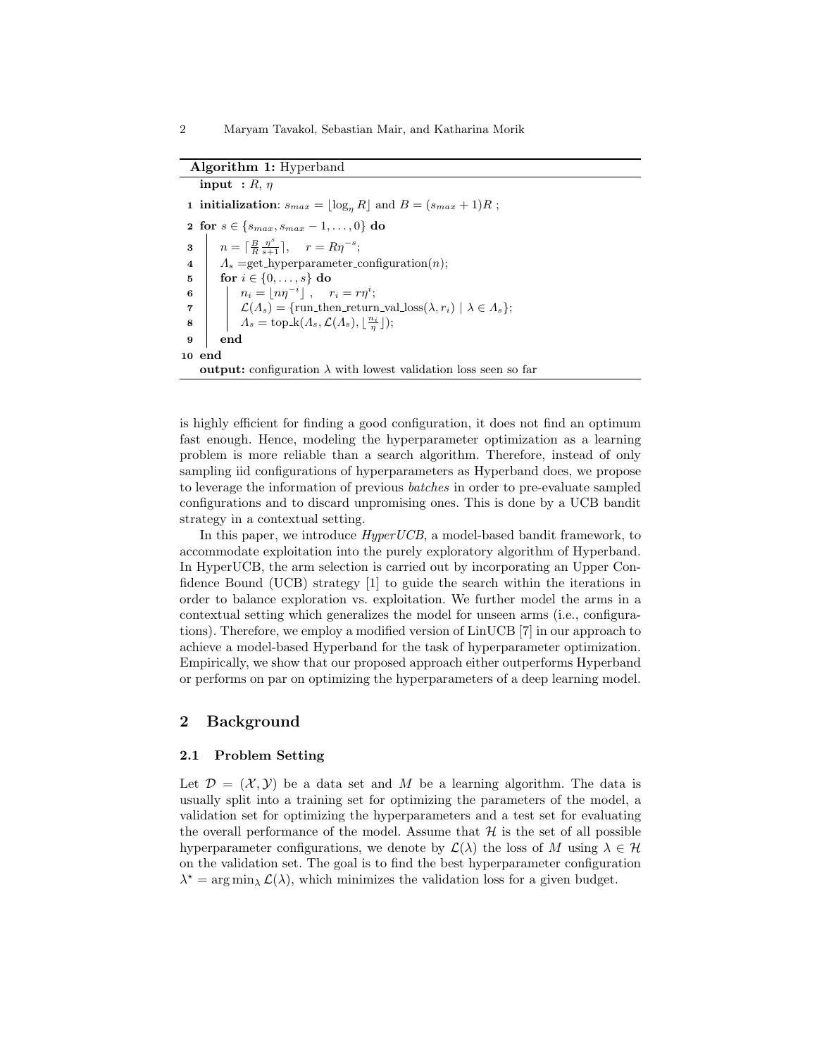**Algorithm 1:** Hyperband

```
   input  : R, η
1  initialization: s_max = ⌊log_η R⌋ and B = (s_max + 1)R ;
2  for s ∈ {s_max, s_max − 1, ..., 0} do
3      n = ⌈(B/R)(η^s/(s+1))⌉,    r = Rη^{−s};
4      Λ_s = get_hyperparameter_configuration(n);
5      for i ∈ {0, ..., s} do
6          n_i = ⌊nη^{−i}⌋ ,    r_i = rη^i;
7          L(Λ_s) = {run_then_return_val_loss(λ, r_i) | λ ∈ Λ_s};
8          Λ_s = top_k(Λ_s, L(Λ_s), ⌊n_i/η⌋);
9      end
10 end
   output: configuration λ with lowest validation loss seen so far
```

is highly efficient for finding a good configuration, it does not find an optimum fast enough. Hence, modeling the hyperparameter optimization as a learning problem is more reliable than a search algorithm. Therefore, instead of only sampling iid configurations of hyperparameters as Hyperband does, we propose to leverage the information of previous *batches* in order to pre-evaluate sampled configurations and to discard unpromising ones. This is done by a UCB bandit strategy in a contextual setting.

In this paper, we introduce *HyperUCB*, a model-based bandit framework, to accommodate exploitation into the purely exploratory algorithm of Hyperband. In HyperUCB, the arm selection is carried out by incorporating an Upper Confidence Bound (UCB) strategy [1] to guide the search within the iterations in order to balance exploration vs. exploitation. We further model the arms in a contextual setting which generalizes the model for unseen arms (i.e., configurations). Therefore, we employ a modified version of LinUCB [7] in our approach to achieve a model-based Hyperband for the task of hyperparameter optimization. Empirically, we show that our proposed approach either outperforms Hyperband or performs on par on optimizing the hyperparameters of a deep learning model.

## 2 Background

### 2.1 Problem Setting

Let $\mathcal{D} = (\mathcal{X}, \mathcal{Y})$ be a data set and $M$ be a learning algorithm. The data is usually split into a training set for optimizing the parameters of the model, a validation set for optimizing the hyperparameters and a test set for evaluating the overall performance of the model. Assume that $\mathcal{H}$ is the set of all possible hyperparameter configurations, we denote by $\mathcal{L}(\lambda)$ the loss of $M$ using $\lambda \in \mathcal{H}$ on the validation set. The goal is to find the best hyperparameter configuration $\lambda^\star = \arg\min_\lambda \mathcal{L}(\lambda)$, which minimizes the validation loss for a given budget.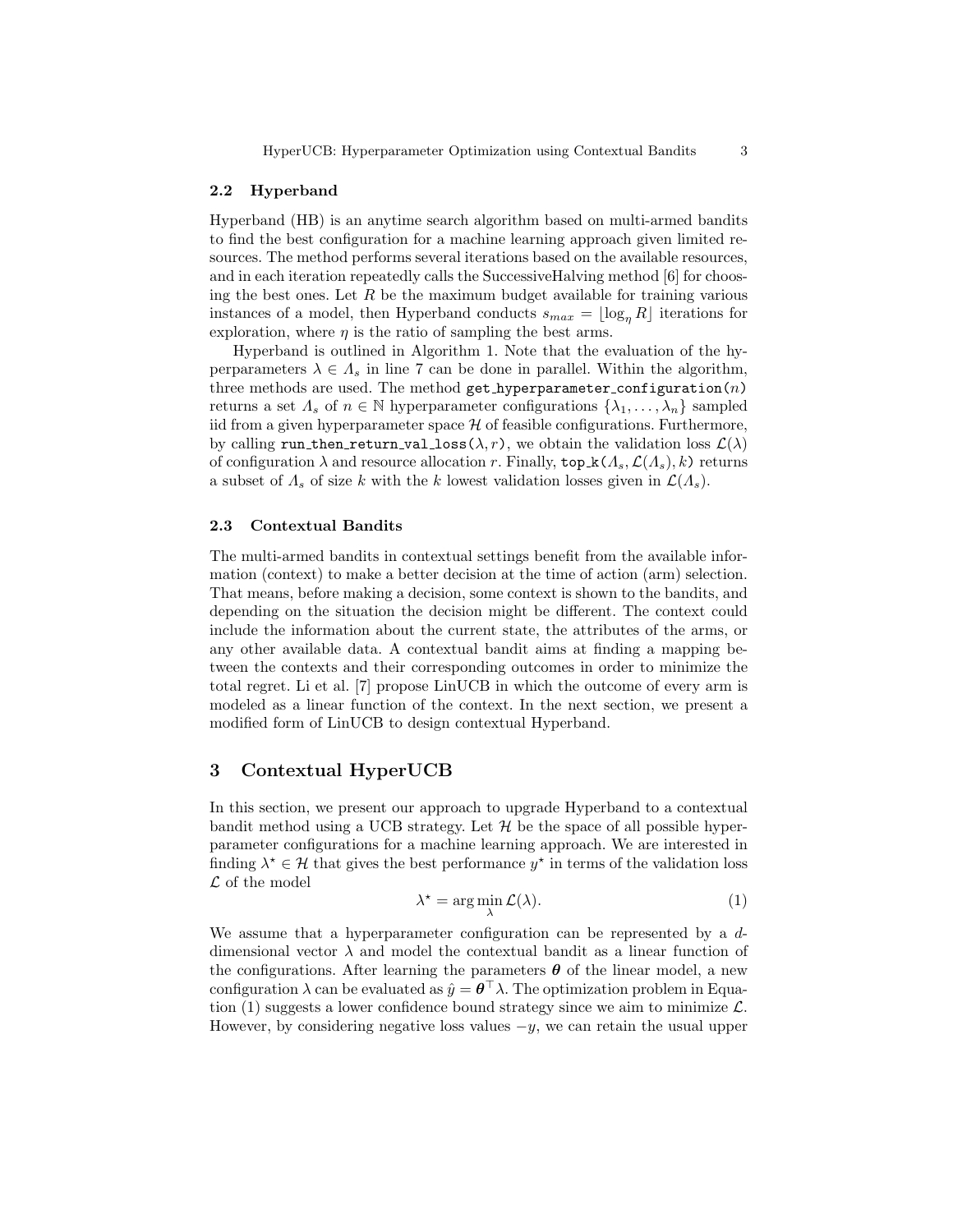### 2.2 Hyperband

Hyperband (HB) is an anytime search algorithm based on multi-armed bandits to find the best configuration for a machine learning approach given limited resources. The method performs several iterations based on the available resources, and in each iteration repeatedly calls the SuccessiveHalving method [6] for choosing the best ones. Let $R$ be the maximum budget available for training various instances of a model, then Hyperband conducts $s_{max} = \lfloor \log_\eta R \rfloor$ iterations for exploration, where $\eta$ is the ratio of sampling the best arms.

Hyperband is outlined in Algorithm 1. Note that the evaluation of the hyperparameters $\lambda \in \Lambda_s$ in line 7 can be done in parallel. Within the algorithm, three methods are used. The method `get_hyperparameter_configuration(`$n$`)` returns a set $\Lambda_s$ of $n \in \mathbb{N}$ hyperparameter configurations $\{\lambda_1, \ldots, \lambda_n\}$ sampled iid from a given hyperparameter space $\mathcal{H}$ of feasible configurations. Furthermore, by calling `run_then_return_val_loss(`$\lambda, r$`)`, we obtain the validation loss $\mathcal{L}(\lambda)$ of configuration $\lambda$ and resource allocation $r$. Finally, `top_k(`$\Lambda_s, \mathcal{L}(\Lambda_s), k$`)` returns a subset of $\Lambda_s$ of size $k$ with the $k$ lowest validation losses given in $\mathcal{L}(\Lambda_s)$.

### 2.3 Contextual Bandits

The multi-armed bandits in contextual settings benefit from the available information (context) to make a better decision at the time of action (arm) selection. That means, before making a decision, some context is shown to the bandits, and depending on the situation the decision might be different. The context could include the information about the current state, the attributes of the arms, or any other available data. A contextual bandit aims at finding a mapping between the contexts and their corresponding outcomes in order to minimize the total regret. Li et al. [7] propose LinUCB in which the outcome of every arm is modeled as a linear function of the context. In the next section, we present a modified form of LinUCB to design contextual Hyperband.

## 3 Contextual HyperUCB

In this section, we present our approach to upgrade Hyperband to a contextual bandit method using a UCB strategy. Let $\mathcal{H}$ be the space of all possible hyperparameter configurations for a machine learning approach. We are interested in finding $\lambda^\star \in \mathcal{H}$ that gives the best performance $y^\star$ in terms of the validation loss $\mathcal{L}$ of the model

$$\lambda^\star = \arg\min_{\lambda} \mathcal{L}(\lambda). \tag{1}$$

We assume that a hyperparameter configuration can be represented by a $d$-dimensional vector $\lambda$ and model the contextual bandit as a linear function of the configurations. After learning the parameters $\boldsymbol{\theta}$ of the linear model, a new configuration $\lambda$ can be evaluated as $\hat{y} = \boldsymbol{\theta}^\top \lambda$. The optimization problem in Equation (1) suggests a lower confidence bound strategy since we aim to minimize $\mathcal{L}$. However, by considering negative loss values $-y$, we can retain the usual upper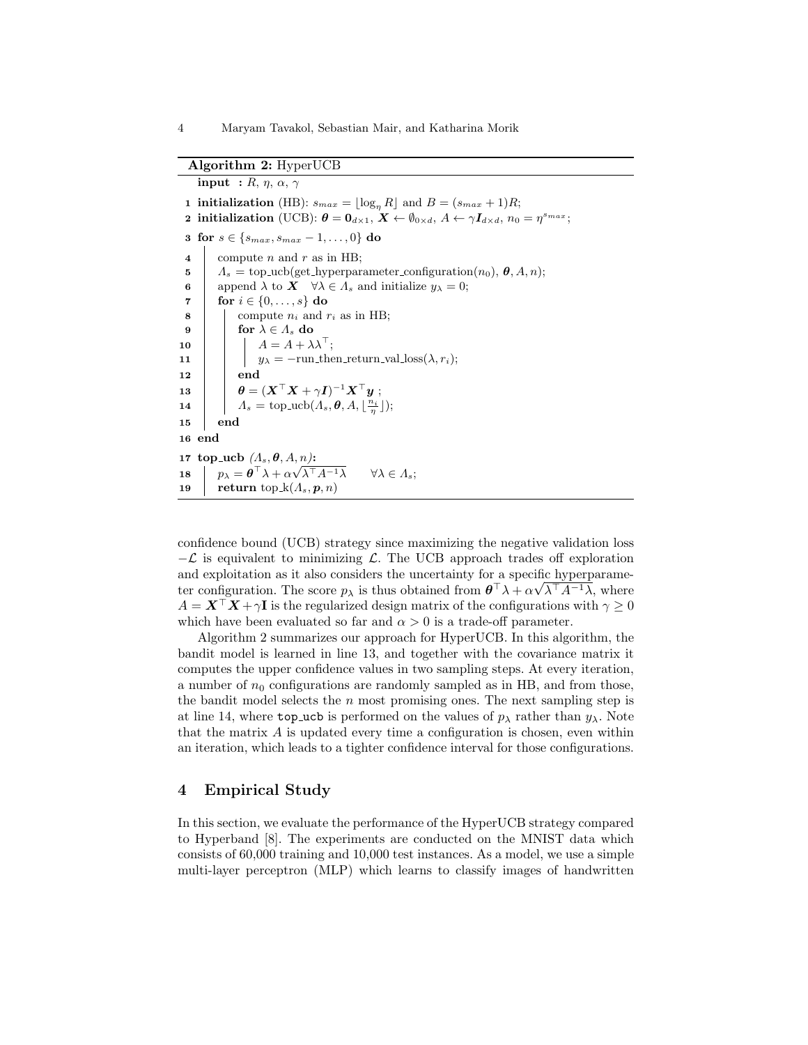**Algorithm 2:** HyperUCB

```
   input : R, η, α, γ
 1 initialization (HB): s_max = ⌊log_η R⌋ and B = (s_max + 1)R;
 2 initialization (UCB): θ = 0_{d×1}, X ← ∅_{0×d}, A ← γI_{d×d}, n_0 = η^{s_max};
 3 for s ∈ {s_max, s_max − 1, ..., 0} do
 4     compute n and r as in HB;
 5     Λ_s = top_ucb(get_hyperparameter_configuration(n_0), θ, A, n);
 6     append λ to X   ∀λ ∈ Λ_s and initialize y_λ = 0;
 7     for i ∈ {0, ..., s} do
 8         compute n_i and r_i as in HB;
 9         for λ ∈ Λ_s do
10             A = A + λλ^⊤;
11             y_λ = −run_then_return_val_loss(λ, r_i);
12         end
13         θ = (X^⊤X + γI)^{−1} X^⊤ y ;
14         Λ_s = top_ucb(Λ_s, θ, A, ⌊n_i/η⌋);
15     end
16 end
17 top_ucb (Λ_s, θ, A, n):
18     p_λ = θ^⊤λ + α sqrt(λ^⊤ A^{−1} λ)     ∀λ ∈ Λ_s;
19     return top_k(Λ_s, p, n)
```

confidence bound (UCB) strategy since maximizing the negative validation loss $-\mathcal{L}$ is equivalent to minimizing $\mathcal{L}$. The UCB approach trades off exploration and exploitation as it also considers the uncertainty for a specific hyperparameter configuration. The score $p_\lambda$ is thus obtained from $\boldsymbol{\theta}^\top \lambda + \alpha\sqrt{\lambda^\top A^{-1}\lambda}$, where $A = \boldsymbol{X}^\top \boldsymbol{X} + \gamma \mathbf{I}$ is the regularized design matrix of the configurations with $\gamma \geq 0$ which have been evaluated so far and $\alpha > 0$ is a trade-off parameter.

Algorithm 2 summarizes our approach for HyperUCB. In this algorithm, the bandit model is learned in line 13, and together with the covariance matrix it computes the upper confidence values in two sampling steps. At every iteration, a number of $n_0$ configurations are randomly sampled as in HB, and from those, the bandit model selects the $n$ most promising ones. The next sampling step is at line 14, where `top_ucb` is performed on the values of $p_\lambda$ rather than $y_\lambda$. Note that the matrix $A$ is updated every time a configuration is chosen, even within an iteration, which leads to a tighter confidence interval for those configurations.

## 4 Empirical Study

In this section, we evaluate the performance of the HyperUCB strategy compared to Hyperband [8]. The experiments are conducted on the MNIST data which consists of 60,000 training and 10,000 test instances. As a model, we use a simple multi-layer perceptron (MLP) which learns to classify images of handwritten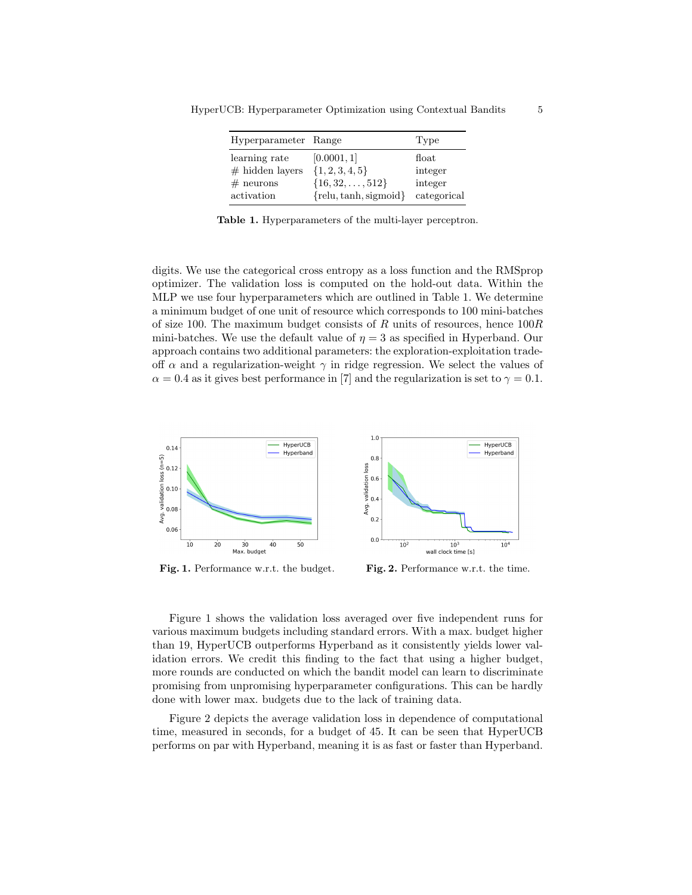| Hyperparameter | Range | Type |
|---|---|---|
| learning rate | $[0.0001, 1]$ | float |
| # hidden layers | $\{1, 2, 3, 4, 5\}$ | integer |
| # neurons | $\{16, 32, \ldots, 512\}$ | integer |
| activation | $\{\text{relu}, \text{tanh}, \text{sigmoid}\}$ | categorical |

**Table 1.** Hyperparameters of the multi-layer perceptron.

digits. We use the categorical cross entropy as a loss function and the RMSprop optimizer. The validation loss is computed on the hold-out data. Within the MLP we use four hyperparameters which are outlined in Table 1. We determine a minimum budget of one unit of resource which corresponds to 100 mini-batches of size 100. The maximum budget consists of $R$ units of resources, hence $100R$ mini-batches. We use the default value of $\eta = 3$ as specified in Hyperband. Our approach contains two additional parameters: the exploration-exploitation tradeoff $\alpha$ and a regularization-weight $\gamma$ in ridge regression. We select the values of $\alpha = 0.4$ as it gives best performance in [7] and the regularization is set to $\gamma = 0.1$.

**Fig. 1.** Performance w.r.t. the budget.

**Fig. 2.** Performance w.r.t. the time.

Figure 1 shows the validation loss averaged over five independent runs for various maximum budgets including standard errors. With a max. budget higher than 19, HyperUCB outperforms Hyperband as it consistently yields lower validation errors. We credit this finding to the fact that using a higher budget, more rounds are conducted on which the bandit model can learn to discriminate promising from unpromising hyperparameter configurations. This can be hardly done with lower max. budgets due to the lack of training data.

Figure 2 depicts the average validation loss in dependence of computational time, measured in seconds, for a budget of 45. It can be seen that HyperUCB performs on par with Hyperband, meaning it is as fast or faster than Hyperband.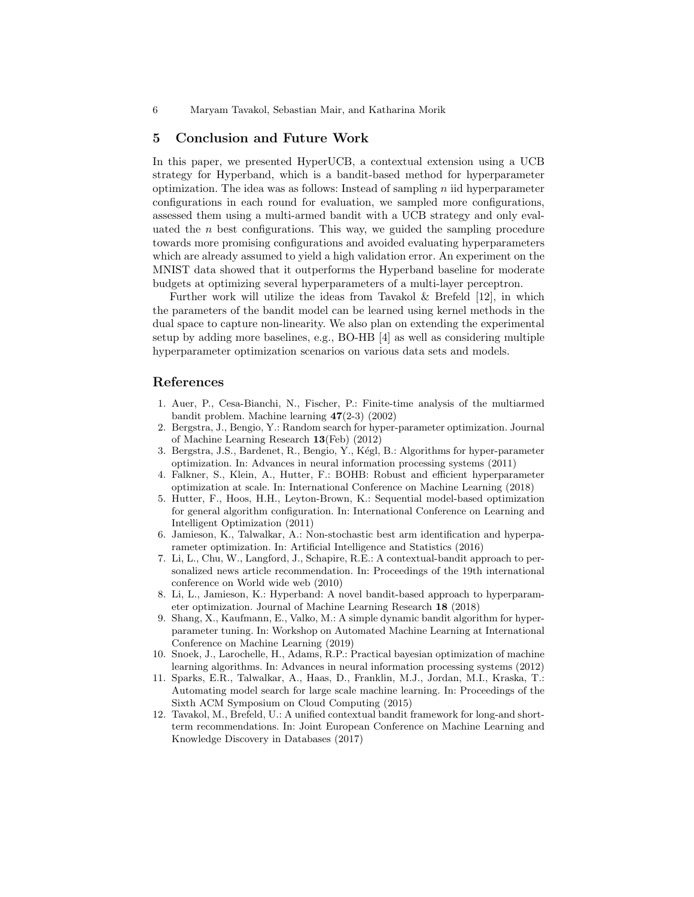## 5 Conclusion and Future Work

In this paper, we presented HyperUCB, a contextual extension using a UCB strategy for Hyperband, which is a bandit-based method for hyperparameter optimization. The idea was as follows: Instead of sampling $n$ iid hyperparameter configurations in each round for evaluation, we sampled more configurations, assessed them using a multi-armed bandit with a UCB strategy and only evaluated the $n$ best configurations. This way, we guided the sampling procedure towards more promising configurations and avoided evaluating hyperparameters which are already assumed to yield a high validation error. An experiment on the MNIST data showed that it outperforms the Hyperband baseline for moderate budgets at optimizing several hyperparameters of a multi-layer perceptron.

Further work will utilize the ideas from Tavakol & Brefeld [12], in which the parameters of the bandit model can be learned using kernel methods in the dual space to capture non-linearity. We also plan on extending the experimental setup by adding more baselines, e.g., BO-HB [4] as well as considering multiple hyperparameter optimization scenarios on various data sets and models.

## References

1. Auer, P., Cesa-Bianchi, N., Fischer, P.: Finite-time analysis of the multiarmed bandit problem. Machine learning **47**(2-3) (2002)
2. Bergstra, J., Bengio, Y.: Random search for hyper-parameter optimization. Journal of Machine Learning Research **13**(Feb) (2012)
3. Bergstra, J.S., Bardenet, R., Bengio, Y., Kégl, B.: Algorithms for hyper-parameter optimization. In: Advances in neural information processing systems (2011)
4. Falkner, S., Klein, A., Hutter, F.: BOHB: Robust and efficient hyperparameter optimization at scale. In: International Conference on Machine Learning (2018)
5. Hutter, F., Hoos, H.H., Leyton-Brown, K.: Sequential model-based optimization for general algorithm configuration. In: International Conference on Learning and Intelligent Optimization (2011)
6. Jamieson, K., Talwalkar, A.: Non-stochastic best arm identification and hyperparameter optimization. In: Artificial Intelligence and Statistics (2016)
7. Li, L., Chu, W., Langford, J., Schapire, R.E.: A contextual-bandit approach to personalized news article recommendation. In: Proceedings of the 19th international conference on World wide web (2010)
8. Li, L., Jamieson, K.: Hyperband: A novel bandit-based approach to hyperparameter optimization. Journal of Machine Learning Research **18** (2018)
9. Shang, X., Kaufmann, E., Valko, M.: A simple dynamic bandit algorithm for hyperparameter tuning. In: Workshop on Automated Machine Learning at International Conference on Machine Learning (2019)
10. Snoek, J., Larochelle, H., Adams, R.P.: Practical bayesian optimization of machine learning algorithms. In: Advances in neural information processing systems (2012)
11. Sparks, E.R., Talwalkar, A., Haas, D., Franklin, M.J., Jordan, M.I., Kraska, T.: Automating model search for large scale machine learning. In: Proceedings of the Sixth ACM Symposium on Cloud Computing (2015)
12. Tavakol, M., Brefeld, U.: A unified contextual bandit framework for long-and short-term recommendations. In: Joint European Conference on Machine Learning and Knowledge Discovery in Databases (2017)